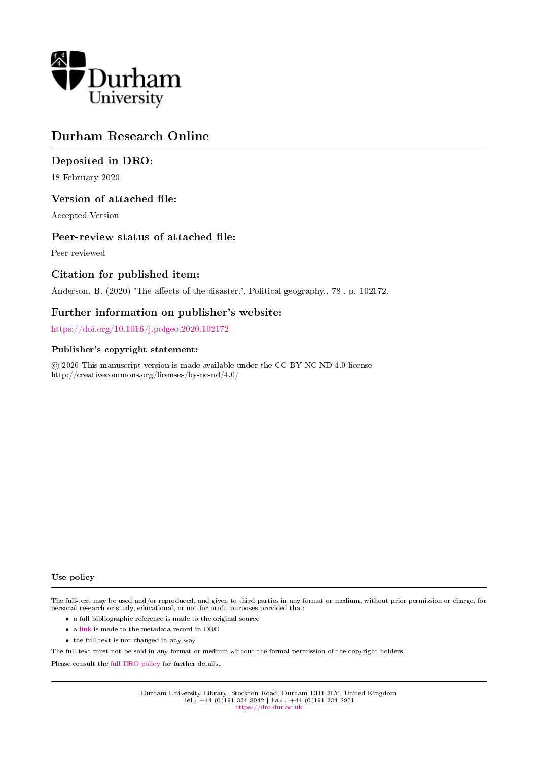Durham University

# Durham Research Online

## Deposited in DRO:

18 February 2020

## Version of attached file:

Accepted Version

## Peer-review status of attached file:

Peer-reviewed

## Citation for published item:

Anderson, B. (2020) 'The affects of the disaster.', Political geography., 78 . p. 102172.

## Further information on publisher's website:

https://doi.org/10.1016/j.polgeo.2020.102172

### Publisher's copyright statement:

© 2020 This manuscript version is made available under the CC-BY-NC-ND 4.0 license
http://creativecommons.org/licenses/by-nc-nd/4.0/

### Use policy

The full-text may be used and/or reproduced, and given to third parties in any format or medium, without prior permission or charge, for personal research or study, educational, or not-for-profit purposes provided that:

- a full bibliographic reference is made to the original source
- a link is made to the metadata record in DRO
- the full-text is not changed in any way

The full-text must not be sold in any format or medium without the formal permission of the copyright holders.

Please consult the full DRO policy for further details.

Durham University Library, Stockton Road, Durham DH1 3LY, United Kingdom
Tel : +44 (0)191 334 3042 | Fax : +44 (0)191 334 2971
https://dro.dur.ac.uk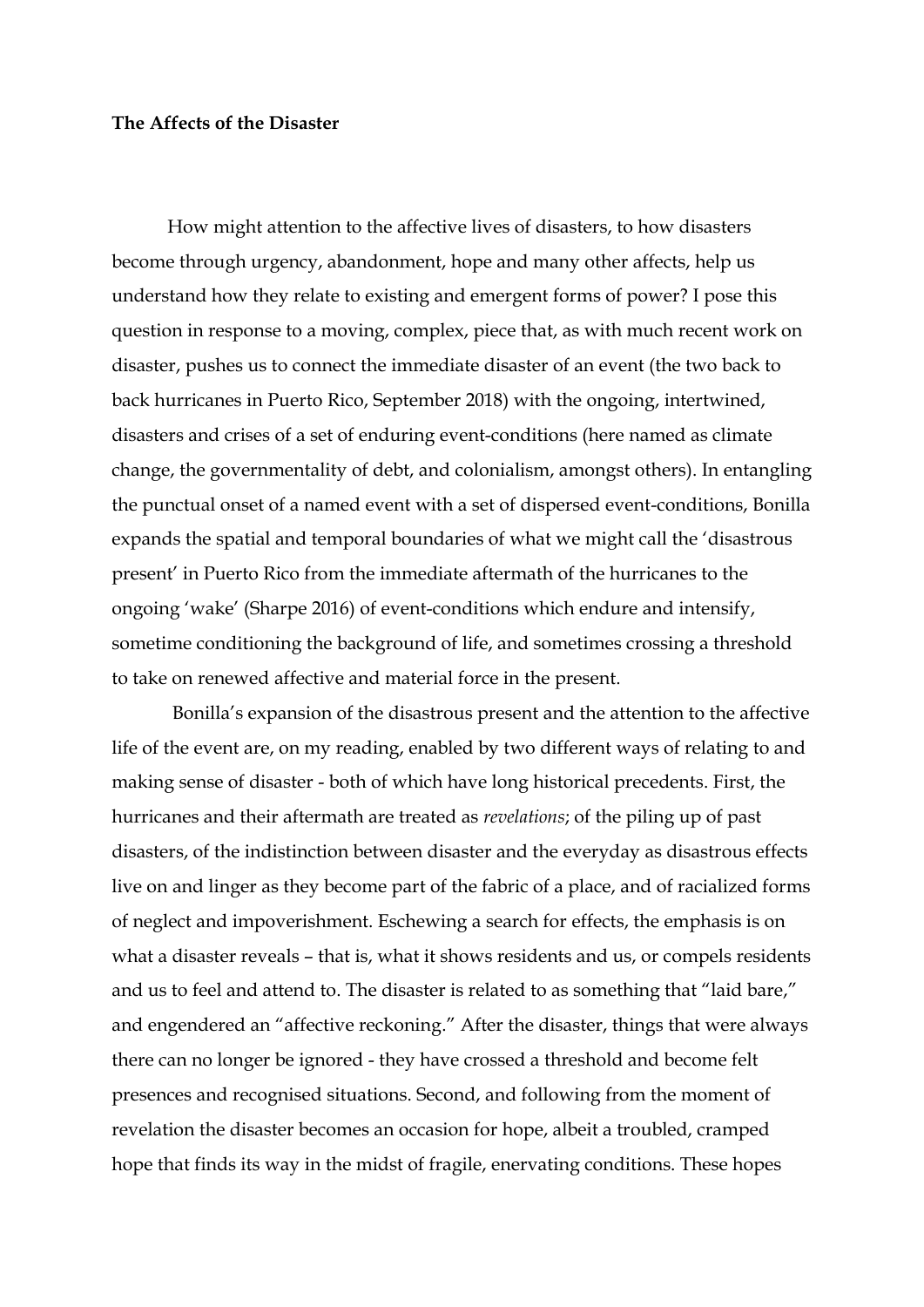**The Affects of the Disaster**

How might attention to the affective lives of disasters, to how disasters become through urgency, abandonment, hope and many other affects, help us understand how they relate to existing and emergent forms of power? I pose this question in response to a moving, complex, piece that, as with much recent work on disaster, pushes us to connect the immediate disaster of an event (the two back to back hurricanes in Puerto Rico, September 2018) with the ongoing, intertwined, disasters and crises of a set of enduring event-conditions (here named as climate change, the governmentality of debt, and colonialism, amongst others). In entangling the punctual onset of a named event with a set of dispersed event-conditions, Bonilla expands the spatial and temporal boundaries of what we might call the 'disastrous present' in Puerto Rico from the immediate aftermath of the hurricanes to the ongoing 'wake' (Sharpe 2016) of event-conditions which endure and intensify, sometime conditioning the background of life, and sometimes crossing a threshold to take on renewed affective and material force in the present.

Bonilla's expansion of the disastrous present and the attention to the affective life of the event are, on my reading, enabled by two different ways of relating to and making sense of disaster - both of which have long historical precedents. First, the hurricanes and their aftermath are treated as *revelations*; of the piling up of past disasters, of the indistinction between disaster and the everyday as disastrous effects live on and linger as they become part of the fabric of a place, and of racialized forms of neglect and impoverishment. Eschewing a search for effects, the emphasis is on what a disaster reveals – that is, what it shows residents and us, or compels residents and us to feel and attend to. The disaster is related to as something that "laid bare," and engendered an "affective reckoning." After the disaster, things that were always there can no longer be ignored - they have crossed a threshold and become felt presences and recognised situations. Second, and following from the moment of revelation the disaster becomes an occasion for hope, albeit a troubled, cramped hope that finds its way in the midst of fragile, enervating conditions. These hopes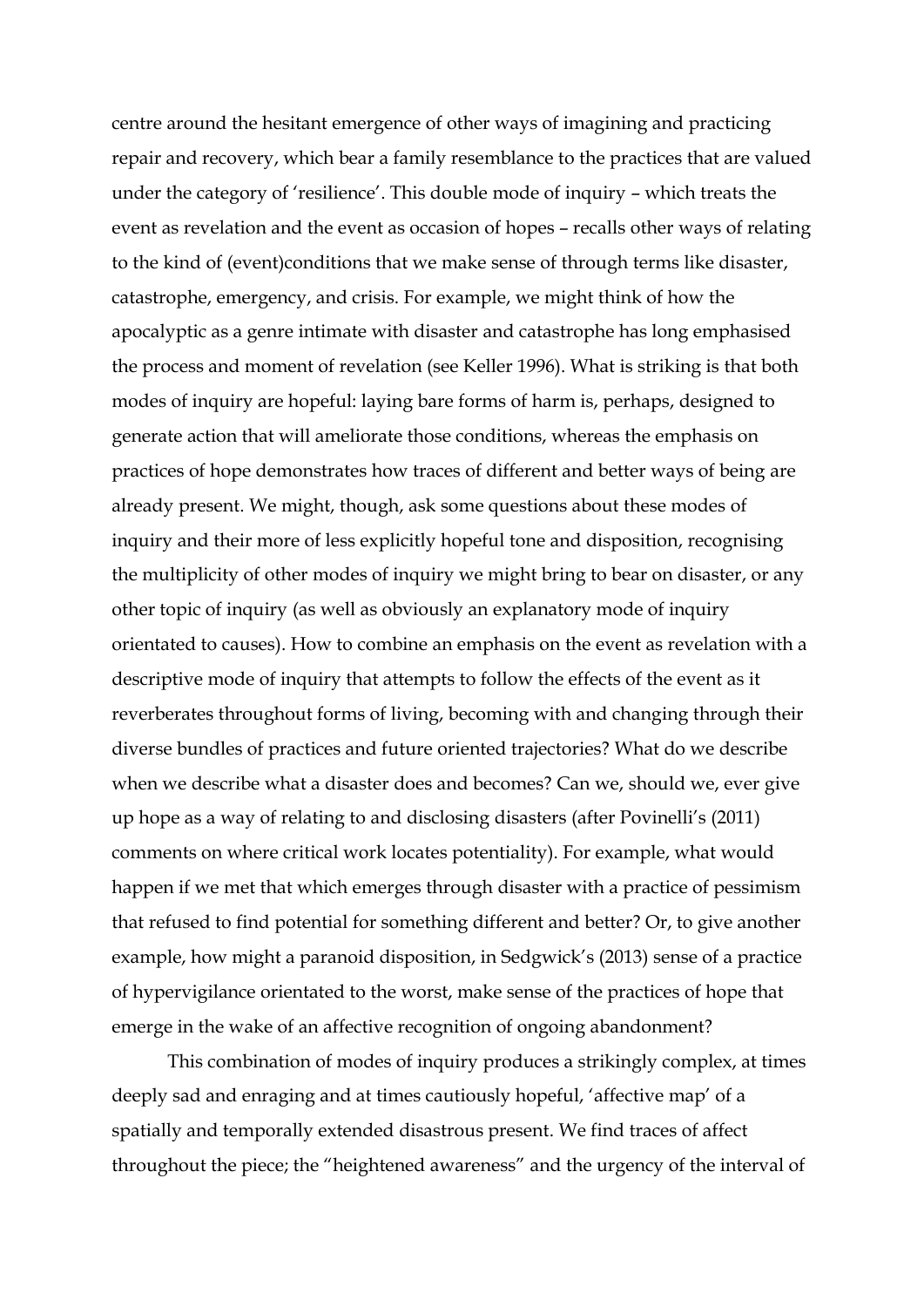centre around the hesitant emergence of other ways of imagining and practicing repair and recovery, which bear a family resemblance to the practices that are valued under the category of 'resilience'. This double mode of inquiry – which treats the event as revelation and the event as occasion of hopes – recalls other ways of relating to the kind of (event)conditions that we make sense of through terms like disaster, catastrophe, emergency, and crisis. For example, we might think of how the apocalyptic as a genre intimate with disaster and catastrophe has long emphasised the process and moment of revelation (see Keller 1996). What is striking is that both modes of inquiry are hopeful: laying bare forms of harm is, perhaps, designed to generate action that will ameliorate those conditions, whereas the emphasis on practices of hope demonstrates how traces of different and better ways of being are already present. We might, though, ask some questions about these modes of inquiry and their more of less explicitly hopeful tone and disposition, recognising the multiplicity of other modes of inquiry we might bring to bear on disaster, or any other topic of inquiry (as well as obviously an explanatory mode of inquiry orientated to causes). How to combine an emphasis on the event as revelation with a descriptive mode of inquiry that attempts to follow the effects of the event as it reverberates throughout forms of living, becoming with and changing through their diverse bundles of practices and future oriented trajectories? What do we describe when we describe what a disaster does and becomes? Can we, should we, ever give up hope as a way of relating to and disclosing disasters (after Povinelli's (2011) comments on where critical work locates potentiality). For example, what would happen if we met that which emerges through disaster with a practice of pessimism that refused to find potential for something different and better? Or, to give another example, how might a paranoid disposition, in Sedgwick's (2013) sense of a practice of hypervigilance orientated to the worst, make sense of the practices of hope that emerge in the wake of an affective recognition of ongoing abandonment?

This combination of modes of inquiry produces a strikingly complex, at times deeply sad and enraging and at times cautiously hopeful, 'affective map' of a spatially and temporally extended disastrous present. We find traces of affect throughout the piece; the "heightened awareness" and the urgency of the interval of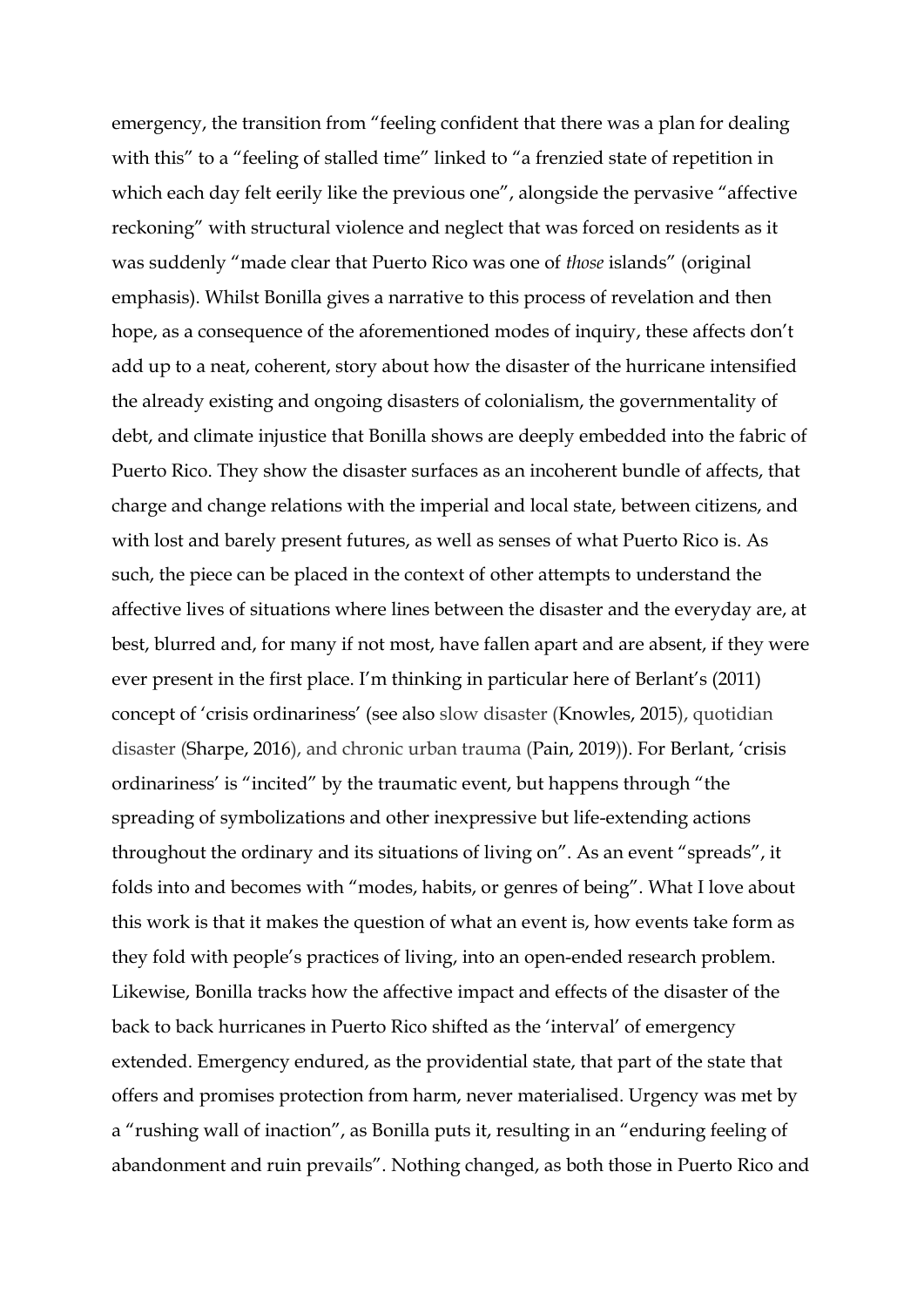emergency, the transition from "feeling confident that there was a plan for dealing with this" to a "feeling of stalled time" linked to "a frenzied state of repetition in which each day felt eerily like the previous one", alongside the pervasive "affective reckoning" with structural violence and neglect that was forced on residents as it was suddenly "made clear that Puerto Rico was one of *those* islands" (original emphasis). Whilst Bonilla gives a narrative to this process of revelation and then hope, as a consequence of the aforementioned modes of inquiry, these affects don't add up to a neat, coherent, story about how the disaster of the hurricane intensified the already existing and ongoing disasters of colonialism, the governmentality of debt, and climate injustice that Bonilla shows are deeply embedded into the fabric of Puerto Rico. They show the disaster surfaces as an incoherent bundle of affects, that charge and change relations with the imperial and local state, between citizens, and with lost and barely present futures, as well as senses of what Puerto Rico is. As such, the piece can be placed in the context of other attempts to understand the affective lives of situations where lines between the disaster and the everyday are, at best, blurred and, for many if not most, have fallen apart and are absent, if they were ever present in the first place. I'm thinking in particular here of Berlant's (2011) concept of 'crisis ordinariness' (see also slow disaster (Knowles, 2015), quotidian disaster (Sharpe, 2016), and chronic urban trauma (Pain, 2019)). For Berlant, 'crisis ordinariness' is "incited" by the traumatic event, but happens through "the spreading of symbolizations and other inexpressive but life-extending actions throughout the ordinary and its situations of living on". As an event "spreads", it folds into and becomes with "modes, habits, or genres of being". What I love about this work is that it makes the question of what an event is, how events take form as they fold with people's practices of living, into an open-ended research problem. Likewise, Bonilla tracks how the affective impact and effects of the disaster of the back to back hurricanes in Puerto Rico shifted as the 'interval' of emergency extended. Emergency endured, as the providential state, that part of the state that offers and promises protection from harm, never materialised. Urgency was met by a "rushing wall of inaction", as Bonilla puts it, resulting in an "enduring feeling of abandonment and ruin prevails". Nothing changed, as both those in Puerto Rico and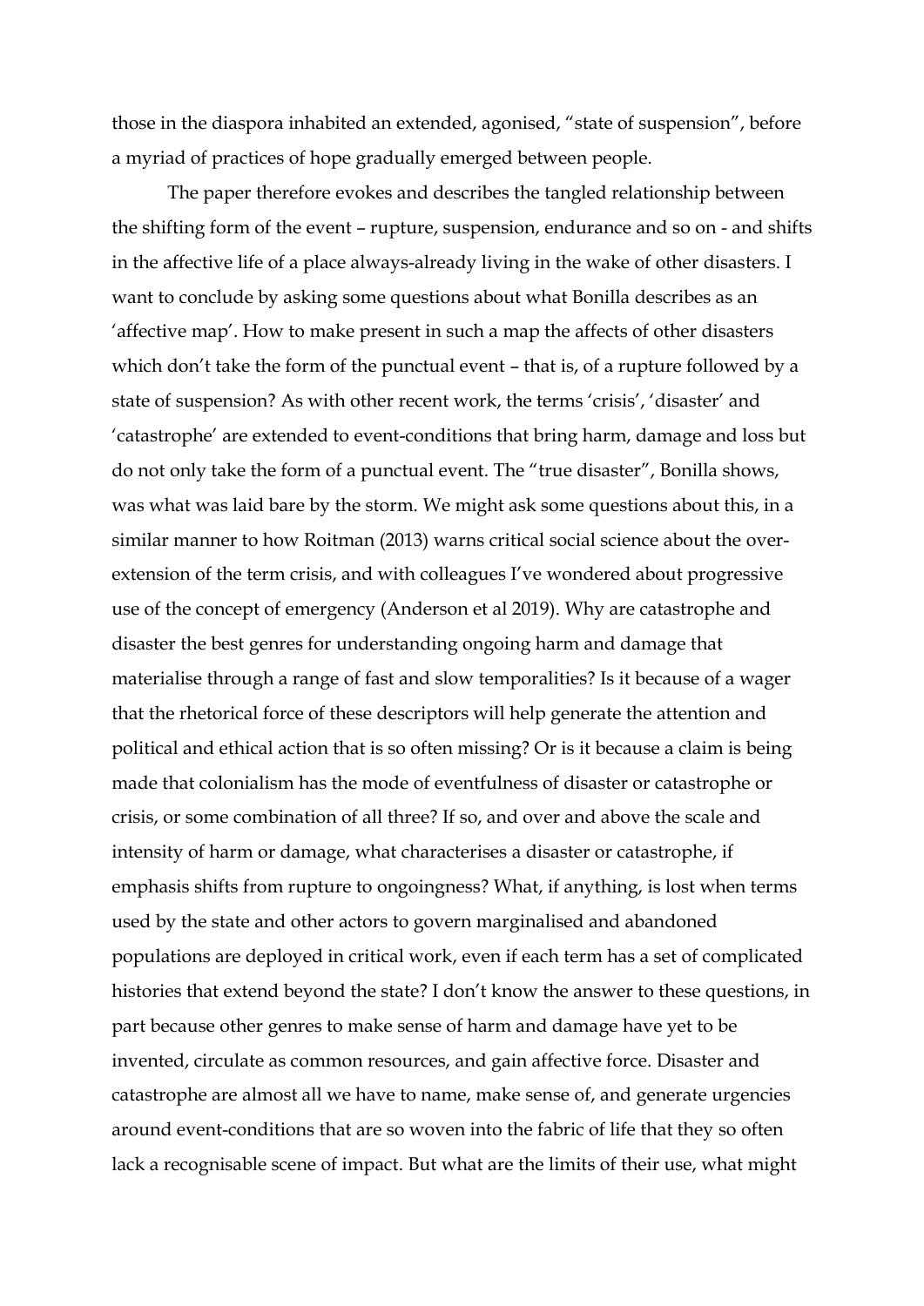those in the diaspora inhabited an extended, agonised, "state of suspension", before a myriad of practices of hope gradually emerged between people.

The paper therefore evokes and describes the tangled relationship between the shifting form of the event – rupture, suspension, endurance and so on - and shifts in the affective life of a place always-already living in the wake of other disasters. I want to conclude by asking some questions about what Bonilla describes as an 'affective map'. How to make present in such a map the affects of other disasters which don't take the form of the punctual event – that is, of a rupture followed by a state of suspension? As with other recent work, the terms 'crisis', 'disaster' and 'catastrophe' are extended to event-conditions that bring harm, damage and loss but do not only take the form of a punctual event. The "true disaster", Bonilla shows, was what was laid bare by the storm. We might ask some questions about this, in a similar manner to how Roitman (2013) warns critical social science about the over-extension of the term crisis, and with colleagues I've wondered about progressive use of the concept of emergency (Anderson et al 2019). Why are catastrophe and disaster the best genres for understanding ongoing harm and damage that materialise through a range of fast and slow temporalities? Is it because of a wager that the rhetorical force of these descriptors will help generate the attention and political and ethical action that is so often missing? Or is it because a claim is being made that colonialism has the mode of eventfulness of disaster or catastrophe or crisis, or some combination of all three? If so, and over and above the scale and intensity of harm or damage, what characterises a disaster or catastrophe, if emphasis shifts from rupture to ongoingness? What, if anything, is lost when terms used by the state and other actors to govern marginalised and abandoned populations are deployed in critical work, even if each term has a set of complicated histories that extend beyond the state? I don't know the answer to these questions, in part because other genres to make sense of harm and damage have yet to be invented, circulate as common resources, and gain affective force. Disaster and catastrophe are almost all we have to name, make sense of, and generate urgencies around event-conditions that are so woven into the fabric of life that they so often lack a recognisable scene of impact. But what are the limits of their use, what might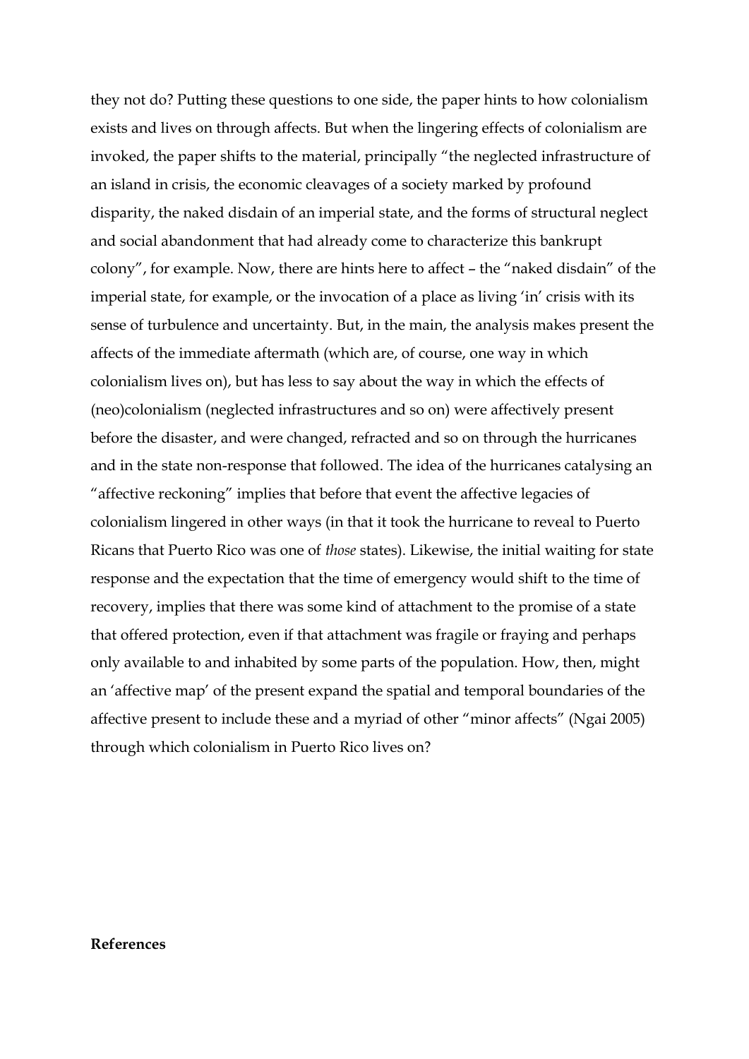they not do? Putting these questions to one side, the paper hints to how colonialism exists and lives on through affects. But when the lingering effects of colonialism are invoked, the paper shifts to the material, principally "the neglected infrastructure of an island in crisis, the economic cleavages of a society marked by profound disparity, the naked disdain of an imperial state, and the forms of structural neglect and social abandonment that had already come to characterize this bankrupt colony", for example. Now, there are hints here to affect – the "naked disdain" of the imperial state, for example, or the invocation of a place as living 'in' crisis with its sense of turbulence and uncertainty. But, in the main, the analysis makes present the affects of the immediate aftermath (which are, of course, one way in which colonialism lives on), but has less to say about the way in which the effects of (neo)colonialism (neglected infrastructures and so on) were affectively present before the disaster, and were changed, refracted and so on through the hurricanes and in the state non-response that followed. The idea of the hurricanes catalysing an "affective reckoning" implies that before that event the affective legacies of colonialism lingered in other ways (in that it took the hurricane to reveal to Puerto Ricans that Puerto Rico was one of *those* states). Likewise, the initial waiting for state response and the expectation that the time of emergency would shift to the time of recovery, implies that there was some kind of attachment to the promise of a state that offered protection, even if that attachment was fragile or fraying and perhaps only available to and inhabited by some parts of the population. How, then, might an 'affective map' of the present expand the spatial and temporal boundaries of the affective present to include these and a myriad of other "minor affects" (Ngai 2005) through which colonialism in Puerto Rico lives on?

**References**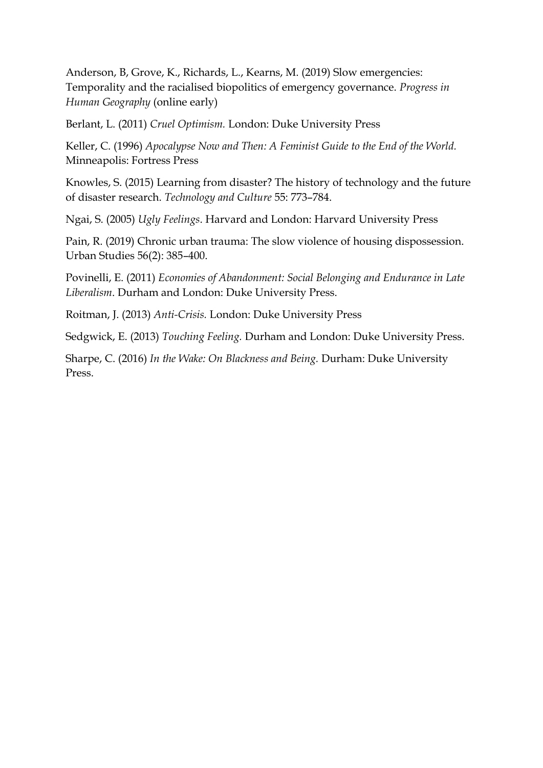Anderson, B, Grove, K., Richards, L., Kearns, M. (2019) Slow emergencies: Temporality and the racialised biopolitics of emergency governance. *Progress in Human Geography* (online early)

Berlant, L. (2011) *Cruel Optimism.* London: Duke University Press

Keller, C. (1996) *Apocalypse Now and Then: A Feminist Guide to the End of the World.* Minneapolis: Fortress Press

Knowles, S. (2015) Learning from disaster? The history of technology and the future of disaster research. *Technology and Culture* 55: 773–784.

Ngai, S. (2005) *Ugly Feelings.* Harvard and London: Harvard University Press

Pain, R. (2019) Chronic urban trauma: The slow violence of housing dispossession. Urban Studies 56(2): 385–400.

Povinelli, E. (2011) *Economies of Abandonment: Social Belonging and Endurance in Late Liberalism*. Durham and London: Duke University Press.

Roitman, J. (2013) *Anti-Crisis.* London: Duke University Press

Sedgwick, E. (2013) *Touching Feeling.* Durham and London: Duke University Press.

Sharpe, C. (2016) *In the Wake: On Blackness and Being.* Durham: Duke University Press.